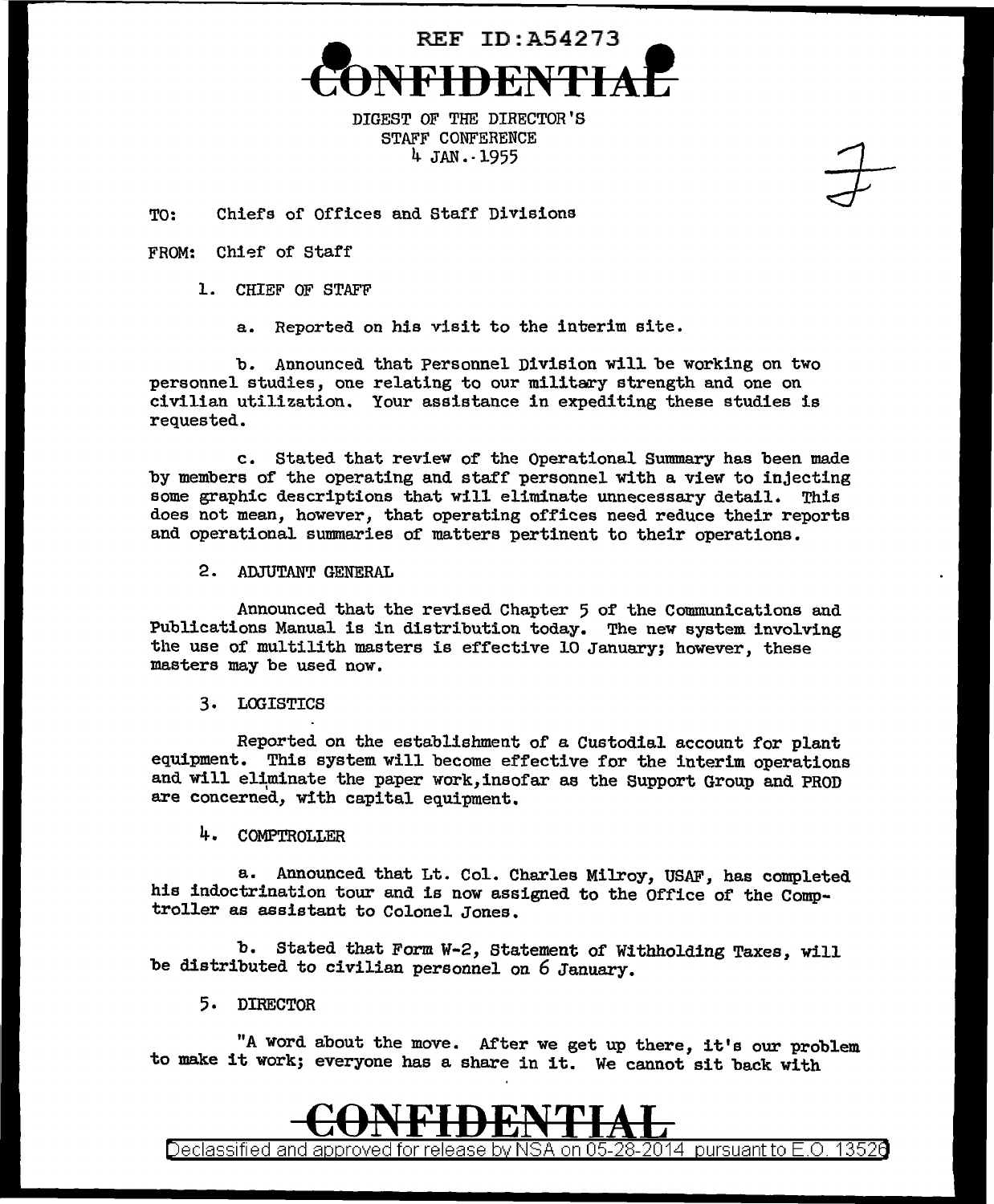REF ID:A54273

**CONFIDENTIAL**

DIGEST OF THE DIRECTOR'S
STAFF CONFERENCE
4 JAN. 1955

TO: Chiefs of Offices and Staff Divisions

FROM: Chief of Staff

1. CHIEF OF STAFF

 a. Reported on his visit to the interim site.

 b. Announced that Personnel Division will be working on two personnel studies, one relating to our military strength and one on civilian utilization. Your assistance in expediting these studies is requested.

 c. Stated that review of the Operational Summary has been made by members of the operating and staff personnel with a view to injecting some graphic descriptions that will eliminate unnecessary detail. This does not mean, however, that operating offices need reduce their reports and operational summaries of matters pertinent to their operations.

2. ADJUTANT GENERAL

 Announced that the revised Chapter 5 of the Communications and Publications Manual is in distribution today. The new system involving the use of multilith masters is effective 10 January; however, these masters may be used now.

3. LOGISTICS

 Reported on the establishment of a Custodial account for plant equipment. This system will become effective for the interim operations and will eliminate the paper work, insofar as the Support Group and PROD are concerned, with capital equipment.

4. COMPTROLLER

 a. Announced that Lt. Col. Charles Milroy, USAF, has completed his indoctrination tour and is now assigned to the Office of the Comptroller as assistant to Colonel Jones.

 b. Stated that Form W-2, Statement of Withholding Taxes, will be distributed to civilian personnel on 6 January.

5. DIRECTOR

 "A word about the move. After we get up there, it's our problem to make it work; everyone has a share in it. We cannot sit back with

**CONFIDENTIAL**

Declassified and approved for release by NSA on 05-28-2014 pursuant to E.O. 13526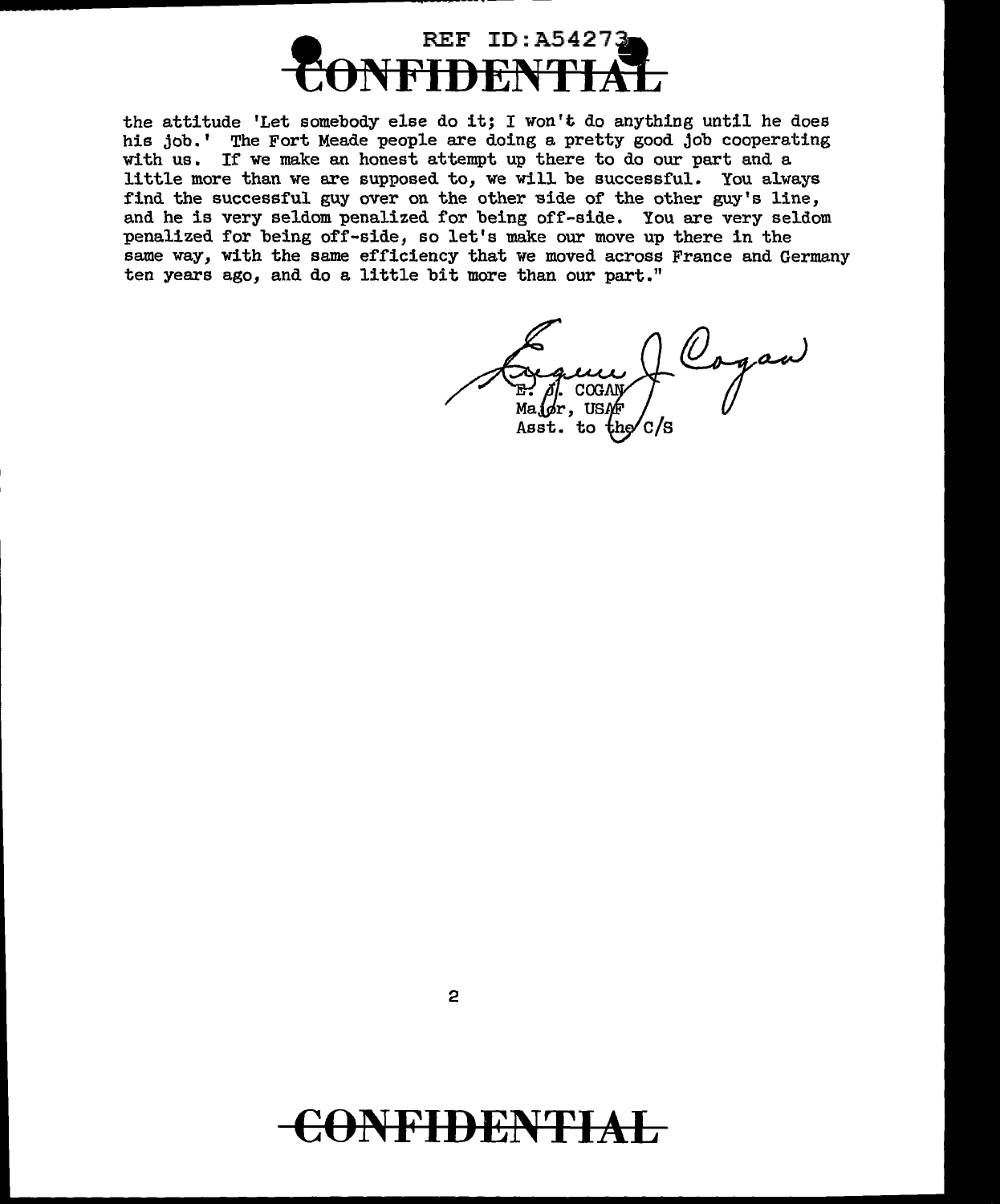REF ID:A54273

CONFIDENTIAL

the attitude 'Let somebody else do it; I won't do anything until he does his job.' The Fort Meade people are doing a pretty good job cooperating with us. If we make an honest attempt up there to do our part and a little more than we are supposed to, we will be successful. You always find the successful guy over on the other side of the other guy's line, and he is very seldom penalized for being off-side. You are very seldom penalized for being off-side, so let's make our move up there in the same way, with the same efficiency that we moved across France and Germany ten years ago, and do a little bit more than our part."

Eugene J. Cogan
E. J. COGAN
Major, USAF
Asst. to the C/S

CONFIDENTIAL